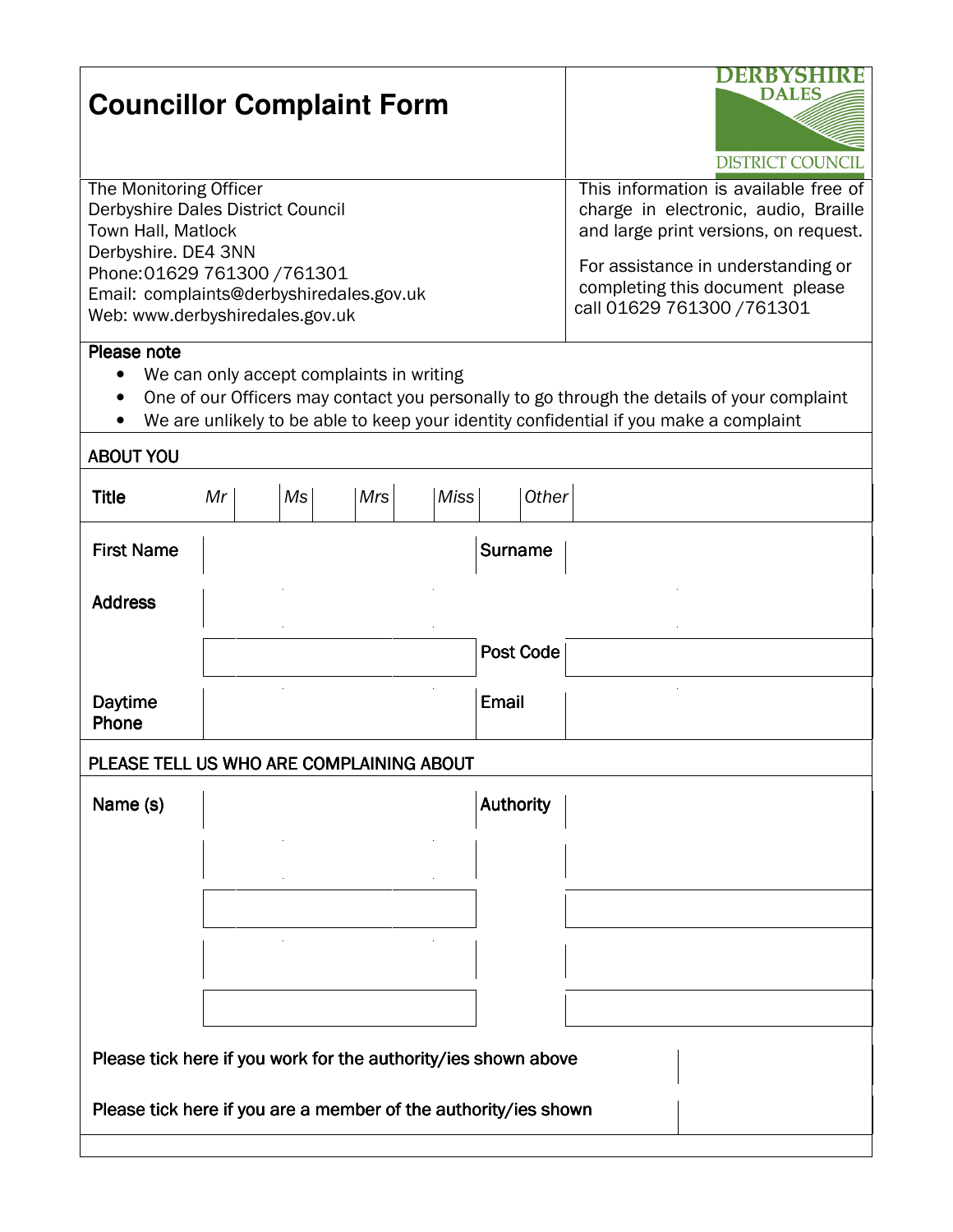# Councillor Complaint Form

DERBYSHIRE DALES DISTRICT COUNCIL

The Monitoring Officer
Derbyshire Dales District Council
Town Hall, Matlock
Derbyshire. DE4 3NN
Phone: 01629 761300 / 761301
Email: complaints@derbyshiredales.gov.uk
Web: www.derbyshiredales.gov.uk

This information is available free of charge in electronic, audio, Braille and large print versions, on request.

For assistance in understanding or completing this document please call 01629 761300 / 761301

**Please note**

- We can only accept complaints in writing
- One of our Officers may contact you personally to go through the details of your complaint
- We are unlikely to be able to keep your identity confidential if you make a complaint

## ABOUT YOU

| Title | *Mr* | | *Ms* | | *Mrs* | | *Miss* | | *Other* | |
|---|---|---|---|---|---|---|---|---|---|---|

| | | | |
|---|---|---|---|
| **First Name** | | **Surname** | |
| **Address** | | | |
| | | **Post Code** | |
| **Daytime Phone** | | **Email** | |

## PLEASE TELL US WHO ARE COMPLAINING ABOUT

| | | | |
|---|---|---|---|
| **Name (s)** | | **Authority** | |
| | | | |
| | | | |
| | | | |
| | | | |

| | |
|---|---|
| Please tick here if you work for the authority/ies shown above | |
| Please tick here if you are a member of the authority/ies shown | |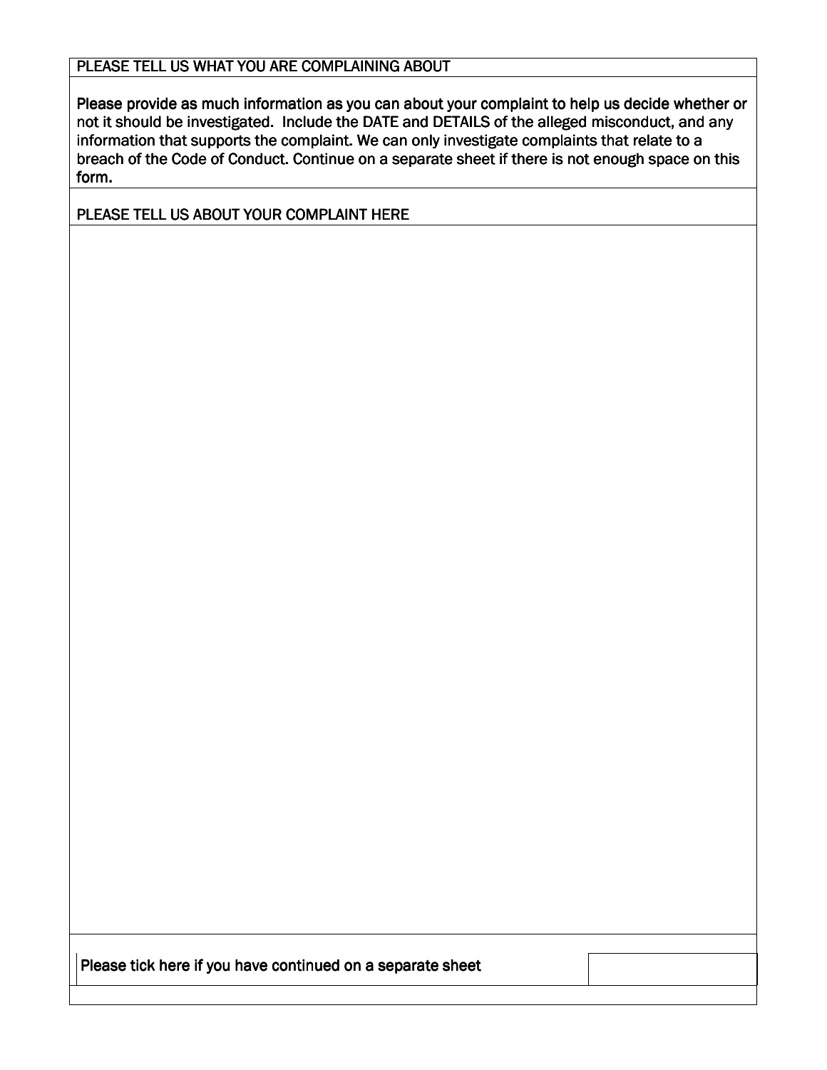PLEASE TELL US WHAT YOU ARE COMPLAINING ABOUT

Please provide as much information as you can about your complaint to help us decide whether or not it should be investigated. Include the DATE and DETAILS of the alleged misconduct, and any information that supports the complaint. We can only investigate complaints that relate to a breach of the Code of Conduct. Continue on a separate sheet if there is not enough space on this form.

PLEASE TELL US ABOUT YOUR COMPLAINT HERE

| Please tick here if you have continued on a separate sheet | |
|---|---|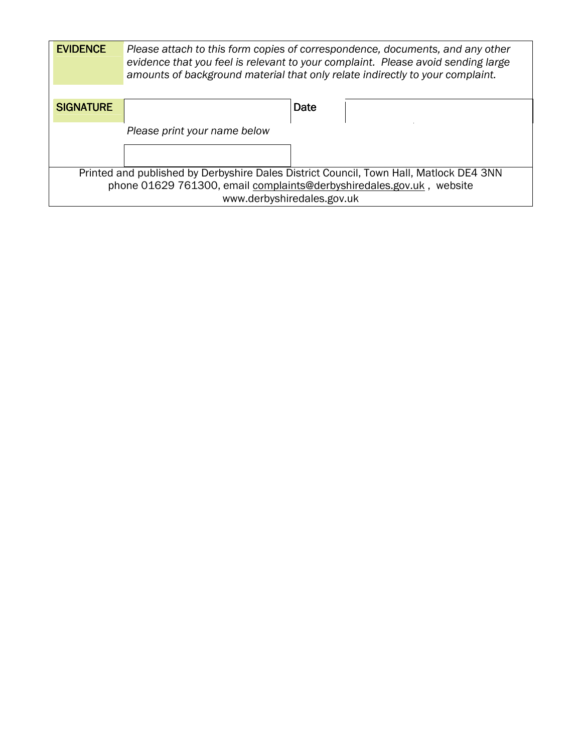| | | | |
|---|---|---|---|
| **EVIDENCE** | *Please attach to this form copies of correspondence, documents, and any other evidence that you feel is relevant to your complaint. Please avoid sending large amounts of background material that only relate indirectly to your complaint.* | | |
| **SIGNATURE** | | Date | |
| | *Please print your name below* | | |
| | | | |

Printed and published by Derbyshire Dales District Council, Town Hall, Matlock DE4 3NN
phone 01629 761300, email complaints@derbyshiredales.gov.uk , website www.derbyshiredales.gov.uk